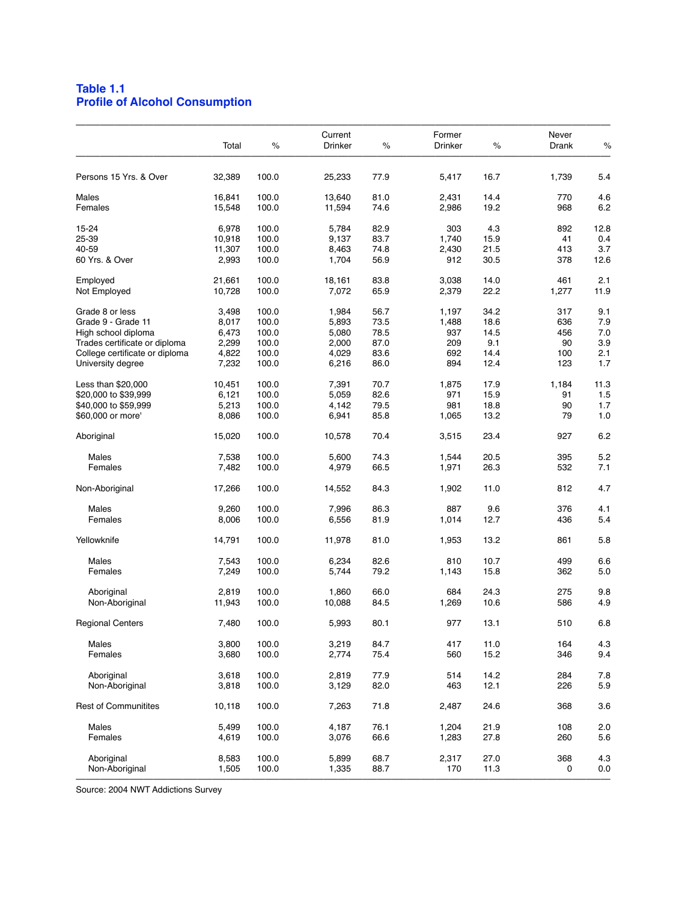## Table 1.1
## Profile of Alcohol Consumption

| | Total | % | Current Drinker | % | Former Drinker | % | Never Drank | % |
|---|---|---|---|---|---|---|---|---|
| Persons 15 Yrs. & Over | 32,389 | 100.0 | 25,233 | 77.9 | 5,417 | 16.7 | 1,739 | 5.4 |
| Males | 16,841 | 100.0 | 13,640 | 81.0 | 2,431 | 14.4 | 770 | 4.6 |
| Females | 15,548 | 100.0 | 11,594 | 74.6 | 2,986 | 19.2 | 968 | 6.2 |
| 15-24 | 6,978 | 100.0 | 5,784 | 82.9 | 303 | 4.3 | 892 | 12.8 |
| 25-39 | 10,918 | 100.0 | 9,137 | 83.7 | 1,740 | 15.9 | 41 | 0.4 |
| 40-59 | 11,307 | 100.0 | 8,463 | 74.8 | 2,430 | 21.5 | 413 | 3.7 |
| 60 Yrs. & Over | 2,993 | 100.0 | 1,704 | 56.9 | 912 | 30.5 | 378 | 12.6 |
| Employed | 21,661 | 100.0 | 18,161 | 83.8 | 3,038 | 14.0 | 461 | 2.1 |
| Not Employed | 10,728 | 100.0 | 7,072 | 65.9 | 2,379 | 22.2 | 1,277 | 11.9 |
| Grade 8 or less | 3,498 | 100.0 | 1,984 | 56.7 | 1,197 | 34.2 | 317 | 9.1 |
| Grade 9 - Grade 11 | 8,017 | 100.0 | 5,893 | 73.5 | 1,488 | 18.6 | 636 | 7.9 |
| High school diploma | 6,473 | 100.0 | 5,080 | 78.5 | 937 | 14.5 | 456 | 7.0 |
| Trades certificate or diploma | 2,299 | 100.0 | 2,000 | 87.0 | 209 | 9.1 | 90 | 3.9 |
| College certificate or diploma | 4,822 | 100.0 | 4,029 | 83.6 | 692 | 14.4 | 100 | 2.1 |
| University degree | 7,232 | 100.0 | 6,216 | 86.0 | 894 | 12.4 | 123 | 1.7 |
| Less than $20,000 | 10,451 | 100.0 | 7,391 | 70.7 | 1,875 | 17.9 | 1,184 | 11.3 |
| $20,000 to $39,999 | 6,121 | 100.0 | 5,059 | 82.6 | 971 | 15.9 | 91 | 1.5 |
| $40,000 to $59,999 | 5,213 | 100.0 | 4,142 | 79.5 | 981 | 18.8 | 90 | 1.7 |
| $60,000 or more' | 8,086 | 100.0 | 6,941 | 85.8 | 1,065 | 13.2 | 79 | 1.0 |
| Aboriginal | 15,020 | 100.0 | 10,578 | 70.4 | 3,515 | 23.4 | 927 | 6.2 |
| Males | 7,538 | 100.0 | 5,600 | 74.3 | 1,544 | 20.5 | 395 | 5.2 |
| Females | 7,482 | 100.0 | 4,979 | 66.5 | 1,971 | 26.3 | 532 | 7.1 |
| Non-Aboriginal | 17,266 | 100.0 | 14,552 | 84.3 | 1,902 | 11.0 | 812 | 4.7 |
| Males | 9,260 | 100.0 | 7,996 | 86.3 | 887 | 9.6 | 376 | 4.1 |
| Females | 8,006 | 100.0 | 6,556 | 81.9 | 1,014 | 12.7 | 436 | 5.4 |
| Yellowknife | 14,791 | 100.0 | 11,978 | 81.0 | 1,953 | 13.2 | 861 | 5.8 |
| Males | 7,543 | 100.0 | 6,234 | 82.6 | 810 | 10.7 | 499 | 6.6 |
| Females | 7,249 | 100.0 | 5,744 | 79.2 | 1,143 | 15.8 | 362 | 5.0 |
| Aboriginal | 2,819 | 100.0 | 1,860 | 66.0 | 684 | 24.3 | 275 | 9.8 |
| Non-Aboriginal | 11,943 | 100.0 | 10,088 | 84.5 | 1,269 | 10.6 | 586 | 4.9 |
| Regional Centers | 7,480 | 100.0 | 5,993 | 80.1 | 977 | 13.1 | 510 | 6.8 |
| Males | 3,800 | 100.0 | 3,219 | 84.7 | 417 | 11.0 | 164 | 4.3 |
| Females | 3,680 | 100.0 | 2,774 | 75.4 | 560 | 15.2 | 346 | 9.4 |
| Aboriginal | 3,618 | 100.0 | 2,819 | 77.9 | 514 | 14.2 | 284 | 7.8 |
| Non-Aboriginal | 3,818 | 100.0 | 3,129 | 82.0 | 463 | 12.1 | 226 | 5.9 |
| Rest of Communitites | 10,118 | 100.0 | 7,263 | 71.8 | 2,487 | 24.6 | 368 | 3.6 |
| Males | 5,499 | 100.0 | 4,187 | 76.1 | 1,204 | 21.9 | 108 | 2.0 |
| Females | 4,619 | 100.0 | 3,076 | 66.6 | 1,283 | 27.8 | 260 | 5.6 |
| Aboriginal | 8,583 | 100.0 | 5,899 | 68.7 | 2,317 | 27.0 | 368 | 4.3 |
| Non-Aboriginal | 1,505 | 100.0 | 1,335 | 88.7 | 170 | 11.3 | 0 | 0.0 |

Source: 2004 NWT Addictions Survey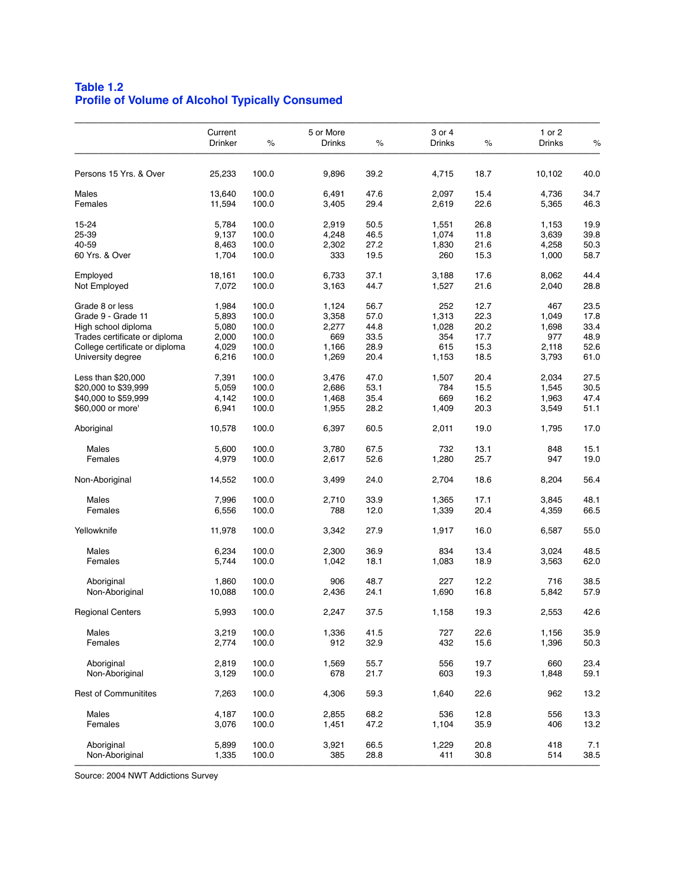## Table 1.2
## Profile of Volume of Alcohol Typically Consumed

| | Current Drinker | % | 5 or More Drinks | % | 3 or 4 Drinks | % | 1 or 2 Drinks | % |
|---|---|---|---|---|---|---|---|---|
| Persons 15 Yrs. & Over | 25,233 | 100.0 | 9,896 | 39.2 | 4,715 | 18.7 | 10,102 | 40.0 |
| Males | 13,640 | 100.0 | 6,491 | 47.6 | 2,097 | 15.4 | 4,736 | 34.7 |
| Females | 11,594 | 100.0 | 3,405 | 29.4 | 2,619 | 22.6 | 5,365 | 46.3 |
| 15-24 | 5,784 | 100.0 | 2,919 | 50.5 | 1,551 | 26.8 | 1,153 | 19.9 |
| 25-39 | 9,137 | 100.0 | 4,248 | 46.5 | 1,074 | 11.8 | 3,639 | 39.8 |
| 40-59 | 8,463 | 100.0 | 2,302 | 27.2 | 1,830 | 21.6 | 4,258 | 50.3 |
| 60 Yrs. & Over | 1,704 | 100.0 | 333 | 19.5 | 260 | 15.3 | 1,000 | 58.7 |
| Employed | 18,161 | 100.0 | 6,733 | 37.1 | 3,188 | 17.6 | 8,062 | 44.4 |
| Not Employed | 7,072 | 100.0 | 3,163 | 44.7 | 1,527 | 21.6 | 2,040 | 28.8 |
| Grade 8 or less | 1,984 | 100.0 | 1,124 | 56.7 | 252 | 12.7 | 467 | 23.5 |
| Grade 9 - Grade 11 | 5,893 | 100.0 | 3,358 | 57.0 | 1,313 | 22.3 | 1,049 | 17.8 |
| High school diploma | 5,080 | 100.0 | 2,277 | 44.8 | 1,028 | 20.2 | 1,698 | 33.4 |
| Trades certificate or diploma | 2,000 | 100.0 | 669 | 33.5 | 354 | 17.7 | 977 | 48.9 |
| College certificate or diploma | 4,029 | 100.0 | 1,166 | 28.9 | 615 | 15.3 | 2,118 | 52.6 |
| University degree | 6,216 | 100.0 | 1,269 | 20.4 | 1,153 | 18.5 | 3,793 | 61.0 |
| Less than $20,000 | 7,391 | 100.0 | 3,476 | 47.0 | 1,507 | 20.4 | 2,034 | 27.5 |
| $20,000 to $39,999 | 5,059 | 100.0 | 2,686 | 53.1 | 784 | 15.5 | 1,545 | 30.5 |
| $40,000 to $59,999 | 4,142 | 100.0 | 1,468 | 35.4 | 669 | 16.2 | 1,963 | 47.4 |
| $60,000 or more' | 6,941 | 100.0 | 1,955 | 28.2 | 1,409 | 20.3 | 3,549 | 51.1 |
| Aboriginal | 10,578 | 100.0 | 6,397 | 60.5 | 2,011 | 19.0 | 1,795 | 17.0 |
| Males | 5,600 | 100.0 | 3,780 | 67.5 | 732 | 13.1 | 848 | 15.1 |
| Females | 4,979 | 100.0 | 2,617 | 52.6 | 1,280 | 25.7 | 947 | 19.0 |
| Non-Aboriginal | 14,552 | 100.0 | 3,499 | 24.0 | 2,704 | 18.6 | 8,204 | 56.4 |
| Males | 7,996 | 100.0 | 2,710 | 33.9 | 1,365 | 17.1 | 3,845 | 48.1 |
| Females | 6,556 | 100.0 | 788 | 12.0 | 1,339 | 20.4 | 4,359 | 66.5 |
| Yellowknife | 11,978 | 100.0 | 3,342 | 27.9 | 1,917 | 16.0 | 6,587 | 55.0 |
| Males | 6,234 | 100.0 | 2,300 | 36.9 | 834 | 13.4 | 3,024 | 48.5 |
| Females | 5,744 | 100.0 | 1,042 | 18.1 | 1,083 | 18.9 | 3,563 | 62.0 |
| Aboriginal | 1,860 | 100.0 | 906 | 48.7 | 227 | 12.2 | 716 | 38.5 |
| Non-Aboriginal | 10,088 | 100.0 | 2,436 | 24.1 | 1,690 | 16.8 | 5,842 | 57.9 |
| Regional Centers | 5,993 | 100.0 | 2,247 | 37.5 | 1,158 | 19.3 | 2,553 | 42.6 |
| Males | 3,219 | 100.0 | 1,336 | 41.5 | 727 | 22.6 | 1,156 | 35.9 |
| Females | 2,774 | 100.0 | 912 | 32.9 | 432 | 15.6 | 1,396 | 50.3 |
| Aboriginal | 2,819 | 100.0 | 1,569 | 55.7 | 556 | 19.7 | 660 | 23.4 |
| Non-Aboriginal | 3,129 | 100.0 | 678 | 21.7 | 603 | 19.3 | 1,848 | 59.1 |
| Rest of Communitites | 7,263 | 100.0 | 4,306 | 59.3 | 1,640 | 22.6 | 962 | 13.2 |
| Males | 4,187 | 100.0 | 2,855 | 68.2 | 536 | 12.8 | 556 | 13.3 |
| Females | 3,076 | 100.0 | 1,451 | 47.2 | 1,104 | 35.9 | 406 | 13.2 |
| Aboriginal | 5,899 | 100.0 | 3,921 | 66.5 | 1,229 | 20.8 | 418 | 7.1 |
| Non-Aboriginal | 1,335 | 100.0 | 385 | 28.8 | 411 | 30.8 | 514 | 38.5 |

Source: 2004 NWT Addictions Survey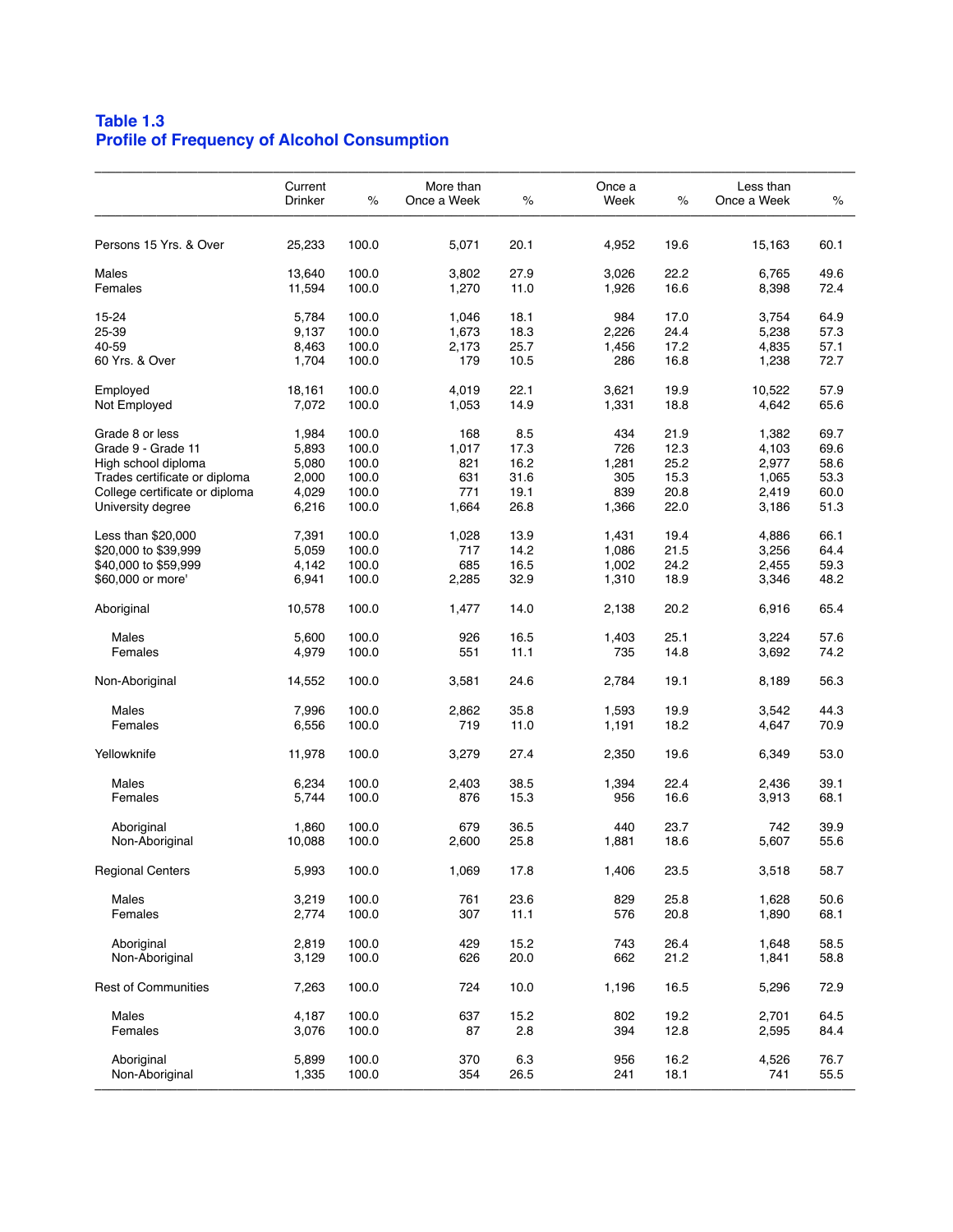## Table 1.3
## Profile of Frequency of Alcohol Consumption

| | Current Drinker | % | More than Once a Week | % | Once a Week | % | Less than Once a Week | % |
|---|---|---|---|---|---|---|---|---|
| Persons 15 Yrs. & Over | 25,233 | 100.0 | 5,071 | 20.1 | 4,952 | 19.6 | 15,163 | 60.1 |
| Males | 13,640 | 100.0 | 3,802 | 27.9 | 3,026 | 22.2 | 6,765 | 49.6 |
| Females | 11,594 | 100.0 | 1,270 | 11.0 | 1,926 | 16.6 | 8,398 | 72.4 |
| 15-24 | 5,784 | 100.0 | 1,046 | 18.1 | 984 | 17.0 | 3,754 | 64.9 |
| 25-39 | 9,137 | 100.0 | 1,673 | 18.3 | 2,226 | 24.4 | 5,238 | 57.3 |
| 40-59 | 8,463 | 100.0 | 2,173 | 25.7 | 1,456 | 17.2 | 4,835 | 57.1 |
| 60 Yrs. & Over | 1,704 | 100.0 | 179 | 10.5 | 286 | 16.8 | 1,238 | 72.7 |
| Employed | 18,161 | 100.0 | 4,019 | 22.1 | 3,621 | 19.9 | 10,522 | 57.9 |
| Not Employed | 7,072 | 100.0 | 1,053 | 14.9 | 1,331 | 18.8 | 4,642 | 65.6 |
| Grade 8 or less | 1,984 | 100.0 | 168 | 8.5 | 434 | 21.9 | 1,382 | 69.7 |
| Grade 9 - Grade 11 | 5,893 | 100.0 | 1,017 | 17.3 | 726 | 12.3 | 4,103 | 69.6 |
| High school diploma | 5,080 | 100.0 | 821 | 16.2 | 1,281 | 25.2 | 2,977 | 58.6 |
| Trades certificate or diploma | 2,000 | 100.0 | 631 | 31.6 | 305 | 15.3 | 1,065 | 53.3 |
| College certificate or diploma | 4,029 | 100.0 | 771 | 19.1 | 839 | 20.8 | 2,419 | 60.0 |
| University degree | 6,216 | 100.0 | 1,664 | 26.8 | 1,366 | 22.0 | 3,186 | 51.3 |
| Less than $20,000 | 7,391 | 100.0 | 1,028 | 13.9 | 1,431 | 19.4 | 4,886 | 66.1 |
| $20,000 to $39,999 | 5,059 | 100.0 | 717 | 14.2 | 1,086 | 21.5 | 3,256 | 64.4 |
| $40,000 to $59,999 | 4,142 | 100.0 | 685 | 16.5 | 1,002 | 24.2 | 2,455 | 59.3 |
| $60,000 or more' | 6,941 | 100.0 | 2,285 | 32.9 | 1,310 | 18.9 | 3,346 | 48.2 |
| Aboriginal | 10,578 | 100.0 | 1,477 | 14.0 | 2,138 | 20.2 | 6,916 | 65.4 |
| Males | 5,600 | 100.0 | 926 | 16.5 | 1,403 | 25.1 | 3,224 | 57.6 |
| Females | 4,979 | 100.0 | 551 | 11.1 | 735 | 14.8 | 3,692 | 74.2 |
| Non-Aboriginal | 14,552 | 100.0 | 3,581 | 24.6 | 2,784 | 19.1 | 8,189 | 56.3 |
| Males | 7,996 | 100.0 | 2,862 | 35.8 | 1,593 | 19.9 | 3,542 | 44.3 |
| Females | 6,556 | 100.0 | 719 | 11.0 | 1,191 | 18.2 | 4,647 | 70.9 |
| Yellowknife | 11,978 | 100.0 | 3,279 | 27.4 | 2,350 | 19.6 | 6,349 | 53.0 |
| Males | 6,234 | 100.0 | 2,403 | 38.5 | 1,394 | 22.4 | 2,436 | 39.1 |
| Females | 5,744 | 100.0 | 876 | 15.3 | 956 | 16.6 | 3,913 | 68.1 |
| Aboriginal | 1,860 | 100.0 | 679 | 36.5 | 440 | 23.7 | 742 | 39.9 |
| Non-Aboriginal | 10,088 | 100.0 | 2,600 | 25.8 | 1,881 | 18.6 | 5,607 | 55.6 |
| Regional Centers | 5,993 | 100.0 | 1,069 | 17.8 | 1,406 | 23.5 | 3,518 | 58.7 |
| Males | 3,219 | 100.0 | 761 | 23.6 | 829 | 25.8 | 1,628 | 50.6 |
| Females | 2,774 | 100.0 | 307 | 11.1 | 576 | 20.8 | 1,890 | 68.1 |
| Aboriginal | 2,819 | 100.0 | 429 | 15.2 | 743 | 26.4 | 1,648 | 58.5 |
| Non-Aboriginal | 3,129 | 100.0 | 626 | 20.0 | 662 | 21.2 | 1,841 | 58.8 |
| Rest of Communities | 7,263 | 100.0 | 724 | 10.0 | 1,196 | 16.5 | 5,296 | 72.9 |
| Males | 4,187 | 100.0 | 637 | 15.2 | 802 | 19.2 | 2,701 | 64.5 |
| Females | 3,076 | 100.0 | 87 | 2.8 | 394 | 12.8 | 2,595 | 84.4 |
| Aboriginal | 5,899 | 100.0 | 370 | 6.3 | 956 | 16.2 | 4,526 | 76.7 |
| Non-Aboriginal | 1,335 | 100.0 | 354 | 26.5 | 241 | 18.1 | 741 | 55.5 |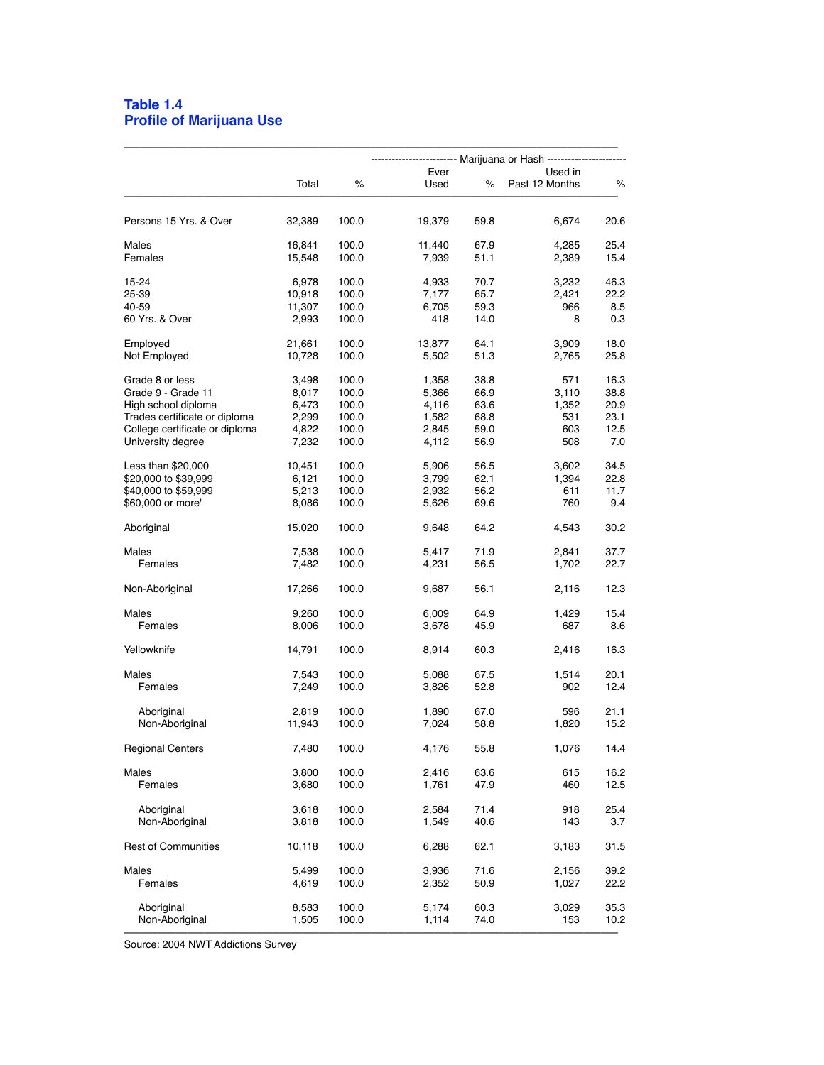## Table 1.4
## Profile of Marijuana Use

| | Total | % | Marijuana or Hash | | | |
|---|---|---|---|---|---|---|
| | | | Ever Used | % | Used in Past 12 Months | % |
| Persons 15 Yrs. & Over | 32,389 | 100.0 | 19,379 | 59.8 | 6,674 | 20.6 |
| Males | 16,841 | 100.0 | 11,440 | 67.9 | 4,285 | 25.4 |
| Females | 15,548 | 100.0 | 7,939 | 51.1 | 2,389 | 15.4 |
| 15-24 | 6,978 | 100.0 | 4,933 | 70.7 | 3,232 | 46.3 |
| 25-39 | 10,918 | 100.0 | 7,177 | 65.7 | 2,421 | 22.2 |
| 40-59 | 11,307 | 100.0 | 6,705 | 59.3 | 966 | 8.5 |
| 60 Yrs. & Over | 2,993 | 100.0 | 418 | 14.0 | 8 | 0.3 |
| Employed | 21,661 | 100.0 | 13,877 | 64.1 | 3,909 | 18.0 |
| Not Employed | 10,728 | 100.0 | 5,502 | 51.3 | 2,765 | 25.8 |
| Grade 8 or less | 3,498 | 100.0 | 1,358 | 38.8 | 571 | 16.3 |
| Grade 9 - Grade 11 | 8,017 | 100.0 | 5,366 | 66.9 | 3,110 | 38.8 |
| High school diploma | 6,473 | 100.0 | 4,116 | 63.6 | 1,352 | 20.9 |
| Trades certificate or diploma | 2,299 | 100.0 | 1,582 | 68.8 | 531 | 23.1 |
| College certificate or diploma | 4,822 | 100.0 | 2,845 | 59.0 | 603 | 12.5 |
| University degree | 7,232 | 100.0 | 4,112 | 56.9 | 508 | 7.0 |
| Less than $20,000 | 10,451 | 100.0 | 5,906 | 56.5 | 3,602 | 34.5 |
| $20,000 to $39,999 | 6,121 | 100.0 | 3,799 | 62.1 | 1,394 | 22.8 |
| $40,000 to $59,999 | 5,213 | 100.0 | 2,932 | 56.2 | 611 | 11.7 |
| $60,000 or more' | 8,086 | 100.0 | 5,626 | 69.6 | 760 | 9.4 |
| Aboriginal | 15,020 | 100.0 | 9,648 | 64.2 | 4,543 | 30.2 |
| Males | 7,538 | 100.0 | 5,417 | 71.9 | 2,841 | 37.7 |
| Females | 7,482 | 100.0 | 4,231 | 56.5 | 1,702 | 22.7 |
| Non-Aboriginal | 17,266 | 100.0 | 9,687 | 56.1 | 2,116 | 12.3 |
| Males | 9,260 | 100.0 | 6,009 | 64.9 | 1,429 | 15.4 |
| Females | 8,006 | 100.0 | 3,678 | 45.9 | 687 | 8.6 |
| Yellowknife | 14,791 | 100.0 | 8,914 | 60.3 | 2,416 | 16.3 |
| Males | 7,543 | 100.0 | 5,088 | 67.5 | 1,514 | 20.1 |
| Females | 7,249 | 100.0 | 3,826 | 52.8 | 902 | 12.4 |
| Aboriginal | 2,819 | 100.0 | 1,890 | 67.0 | 596 | 21.1 |
| Non-Aboriginal | 11,943 | 100.0 | 7,024 | 58.8 | 1,820 | 15.2 |
| Regional Centers | 7,480 | 100.0 | 4,176 | 55.8 | 1,076 | 14.4 |
| Males | 3,800 | 100.0 | 2,416 | 63.6 | 615 | 16.2 |
| Females | 3,680 | 100.0 | 1,761 | 47.9 | 460 | 12.5 |
| Aboriginal | 3,618 | 100.0 | 2,584 | 71.4 | 918 | 25.4 |
| Non-Aboriginal | 3,818 | 100.0 | 1,549 | 40.6 | 143 | 3.7 |
| Rest of Communities | 10,118 | 100.0 | 6,288 | 62.1 | 3,183 | 31.5 |
| Males | 5,499 | 100.0 | 3,936 | 71.6 | 2,156 | 39.2 |
| Females | 4,619 | 100.0 | 2,352 | 50.9 | 1,027 | 22.2 |
| Aboriginal | 8,583 | 100.0 | 5,174 | 60.3 | 3,029 | 35.3 |
| Non-Aboriginal | 1,505 | 100.0 | 1,114 | 74.0 | 153 | 10.2 |

Source: 2004 NWT Addictions Survey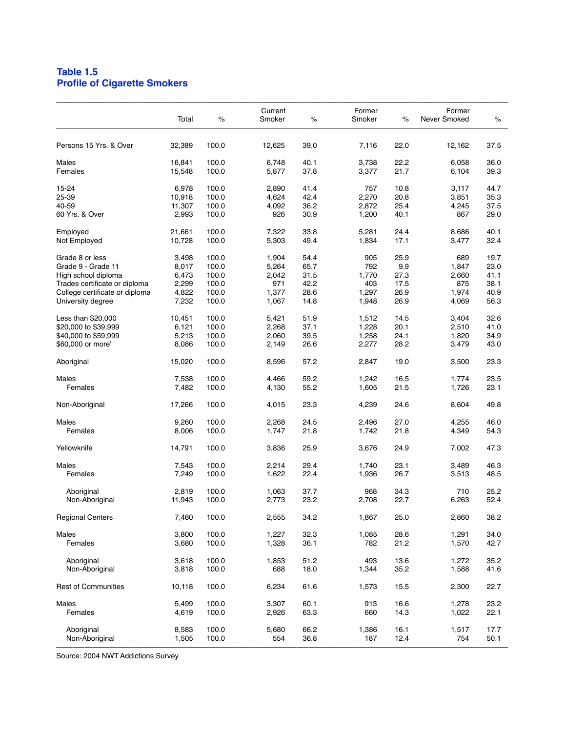## Table 1.5
## Profile of Cigarette Smokers

| | Total | % | Current Smoker | % | Former Smoker | % | Former Never Smoked | % |
|---|---|---|---|---|---|---|---|---|
| Persons 15 Yrs. & Over | 32,389 | 100.0 | 12,625 | 39.0 | 7,116 | 22.0 | 12,162 | 37.5 |
| Males | 16,841 | 100.0 | 6,748 | 40.1 | 3,738 | 22.2 | 6,058 | 36.0 |
| Females | 15,548 | 100.0 | 5,877 | 37.8 | 3,377 | 21.7 | 6,104 | 39.3 |
| 15-24 | 6,978 | 100.0 | 2,890 | 41.4 | 757 | 10.8 | 3,117 | 44.7 |
| 25-39 | 10,918 | 100.0 | 4,624 | 42.4 | 2,270 | 20.8 | 3,851 | 35.3 |
| 40-59 | 11,307 | 100.0 | 4,092 | 36.2 | 2,872 | 25.4 | 4,245 | 37.5 |
| 60 Yrs. & Over | 2,993 | 100.0 | 926 | 30.9 | 1,200 | 40.1 | 867 | 29.0 |
| Employed | 21,661 | 100.0 | 7,322 | 33.8 | 5,281 | 24.4 | 8,686 | 40.1 |
| Not Employed | 10,728 | 100.0 | 5,303 | 49.4 | 1,834 | 17.1 | 3,477 | 32.4 |
| Grade 8 or less | 3,498 | 100.0 | 1,904 | 54.4 | 905 | 25.9 | 689 | 19.7 |
| Grade 9 - Grade 11 | 8,017 | 100.0 | 5,264 | 65.7 | 792 | 9.9 | 1,847 | 23.0 |
| High school diploma | 6,473 | 100.0 | 2,042 | 31.5 | 1,770 | 27.3 | 2,660 | 41.1 |
| Trades certificate or diploma | 2,299 | 100.0 | 971 | 42.2 | 403 | 17.5 | 875 | 38.1 |
| College certificate or diploma | 4,822 | 100.0 | 1,377 | 28.6 | 1,297 | 26.9 | 1,974 | 40.9 |
| University degree | 7,232 | 100.0 | 1,067 | 14.8 | 1,948 | 26.9 | 4,069 | 56.3 |
| Less than $20,000 | 10,451 | 100.0 | 5,421 | 51.9 | 1,512 | 14.5 | 3,404 | 32.6 |
| $20,000 to $39,999 | 6,121 | 100.0 | 2,268 | 37.1 | 1,228 | 20.1 | 2,510 | 41.0 |
| $40,000 to $59,999 | 5,213 | 100.0 | 2,060 | 39.5 | 1,258 | 24.1 | 1,820 | 34.9 |
| $60,000 or more' | 8,086 | 100.0 | 2,149 | 26.6 | 2,277 | 28.2 | 3,479 | 43.0 |
| Aboriginal | 15,020 | 100.0 | 8,596 | 57.2 | 2,847 | 19.0 | 3,500 | 23.3 |
| Males | 7,538 | 100.0 | 4,466 | 59.2 | 1,242 | 16.5 | 1,774 | 23.5 |
| Females | 7,482 | 100.0 | 4,130 | 55.2 | 1,605 | 21.5 | 1,726 | 23.1 |
| Non-Aboriginal | 17,266 | 100.0 | 4,015 | 23.3 | 4,239 | 24.6 | 8,604 | 49.8 |
| Males | 9,260 | 100.0 | 2,268 | 24.5 | 2,496 | 27.0 | 4,255 | 46.0 |
| Females | 8,006 | 100.0 | 1,747 | 21.8 | 1,742 | 21.8 | 4,349 | 54.3 |
| Yellowknife | 14,791 | 100.0 | 3,836 | 25.9 | 3,676 | 24.9 | 7,002 | 47.3 |
| Males | 7,543 | 100.0 | 2,214 | 29.4 | 1,740 | 23.1 | 3,489 | 46.3 |
| Females | 7,249 | 100.0 | 1,622 | 22.4 | 1,936 | 26.7 | 3,513 | 48.5 |
| Aboriginal | 2,819 | 100.0 | 1,063 | 37.7 | 968 | 34.3 | 710 | 25.2 |
| Non-Aboriginal | 11,943 | 100.0 | 2,773 | 23.2 | 2,708 | 22.7 | 6,263 | 52.4 |
| Regional Centers | 7,480 | 100.0 | 2,555 | 34.2 | 1,867 | 25.0 | 2,860 | 38.2 |
| Males | 3,800 | 100.0 | 1,227 | 32.3 | 1,085 | 28.6 | 1,291 | 34.0 |
| Females | 3,680 | 100.0 | 1,328 | 36.1 | 782 | 21.2 | 1,570 | 42.7 |
| Aboriginal | 3,618 | 100.0 | 1,853 | 51.2 | 493 | 13.6 | 1,272 | 35.2 |
| Non-Aboriginal | 3,818 | 100.0 | 688 | 18.0 | 1,344 | 35.2 | 1,588 | 41.6 |
| Rest of Communities | 10,118 | 100.0 | 6,234 | 61.6 | 1,573 | 15.5 | 2,300 | 22.7 |
| Males | 5,499 | 100.0 | 3,307 | 60.1 | 913 | 16.6 | 1,278 | 23.2 |
| Females | 4,619 | 100.0 | 2,926 | 63.3 | 660 | 14.3 | 1,022 | 22.1 |
| Aboriginal | 8,583 | 100.0 | 5,680 | 66.2 | 1,386 | 16.1 | 1,517 | 17.7 |
| Non-Aboriginal | 1,505 | 100.0 | 554 | 36.8 | 187 | 12.4 | 754 | 50.1 |

Source: 2004 NWT Addictions Survey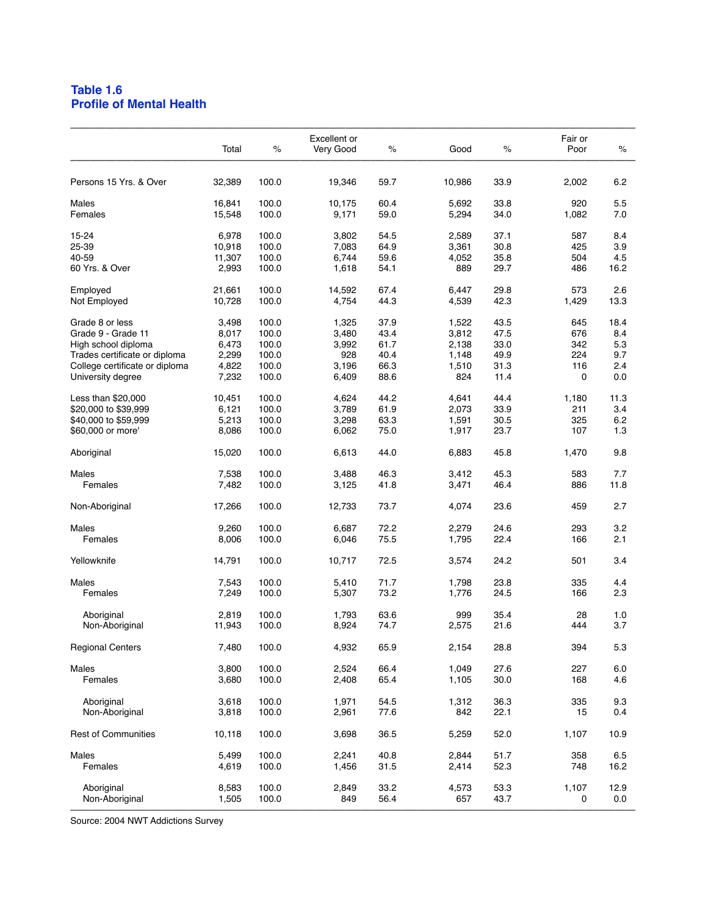## Table 1.6
## Profile of Mental Health

| | Total | % | Excellent or Very Good | % | Good | % | Fair or Poor | % |
|---|---|---|---|---|---|---|---|---|
| Persons 15 Yrs. & Over | 32,389 | 100.0 | 19,346 | 59.7 | 10,986 | 33.9 | 2,002 | 6.2 |
| Males | 16,841 | 100.0 | 10,175 | 60.4 | 5,692 | 33.8 | 920 | 5.5 |
| Females | 15,548 | 100.0 | 9,171 | 59.0 | 5,294 | 34.0 | 1,082 | 7.0 |
| 15-24 | 6,978 | 100.0 | 3,802 | 54.5 | 2,589 | 37.1 | 587 | 8.4 |
| 25-39 | 10,918 | 100.0 | 7,083 | 64.9 | 3,361 | 30.8 | 425 | 3.9 |
| 40-59 | 11,307 | 100.0 | 6,744 | 59.6 | 4,052 | 35.8 | 504 | 4.5 |
| 60 Yrs. & Over | 2,993 | 100.0 | 1,618 | 54.1 | 889 | 29.7 | 486 | 16.2 |
| Employed | 21,661 | 100.0 | 14,592 | 67.4 | 6,447 | 29.8 | 573 | 2.6 |
| Not Employed | 10,728 | 100.0 | 4,754 | 44.3 | 4,539 | 42.3 | 1,429 | 13.3 |
| Grade 8 or less | 3,498 | 100.0 | 1,325 | 37.9 | 1,522 | 43.5 | 645 | 18.4 |
| Grade 9 - Grade 11 | 8,017 | 100.0 | 3,480 | 43.4 | 3,812 | 47.5 | 676 | 8.4 |
| High school diploma | 6,473 | 100.0 | 3,992 | 61.7 | 2,138 | 33.0 | 342 | 5.3 |
| Trades certificate or diploma | 2,299 | 100.0 | 928 | 40.4 | 1,148 | 49.9 | 224 | 9.7 |
| College certificate or diploma | 4,822 | 100.0 | 3,196 | 66.3 | 1,510 | 31.3 | 116 | 2.4 |
| University degree | 7,232 | 100.0 | 6,409 | 88.6 | 824 | 11.4 | 0 | 0.0 |
| Less than $20,000 | 10,451 | 100.0 | 4,624 | 44.2 | 4,641 | 44.4 | 1,180 | 11.3 |
| $20,000 to $39,999 | 6,121 | 100.0 | 3,789 | 61.9 | 2,073 | 33.9 | 211 | 3.4 |
| $40,000 to $59,999 | 5,213 | 100.0 | 3,298 | 63.3 | 1,591 | 30.5 | 325 | 6.2 |
| $60,000 or more' | 8,086 | 100.0 | 6,062 | 75.0 | 1,917 | 23.7 | 107 | 1.3 |
| Aboriginal | 15,020 | 100.0 | 6,613 | 44.0 | 6,883 | 45.8 | 1,470 | 9.8 |
| Males | 7,538 | 100.0 | 3,488 | 46.3 | 3,412 | 45.3 | 583 | 7.7 |
| Females | 7,482 | 100.0 | 3,125 | 41.8 | 3,471 | 46.4 | 886 | 11.8 |
| Non-Aboriginal | 17,266 | 100.0 | 12,733 | 73.7 | 4,074 | 23.6 | 459 | 2.7 |
| Males | 9,260 | 100.0 | 6,687 | 72.2 | 2,279 | 24.6 | 293 | 3.2 |
| Females | 8,006 | 100.0 | 6,046 | 75.5 | 1,795 | 22.4 | 166 | 2.1 |
| Yellowknife | 14,791 | 100.0 | 10,717 | 72.5 | 3,574 | 24.2 | 501 | 3.4 |
| Males | 7,543 | 100.0 | 5,410 | 71.7 | 1,798 | 23.8 | 335 | 4.4 |
| Females | 7,249 | 100.0 | 5,307 | 73.2 | 1,776 | 24.5 | 166 | 2.3 |
| Aboriginal | 2,819 | 100.0 | 1,793 | 63.6 | 999 | 35.4 | 28 | 1.0 |
| Non-Aboriginal | 11,943 | 100.0 | 8,924 | 74.7 | 2,575 | 21.6 | 444 | 3.7 |
| Regional Centers | 7,480 | 100.0 | 4,932 | 65.9 | 2,154 | 28.8 | 394 | 5.3 |
| Males | 3,800 | 100.0 | 2,524 | 66.4 | 1,049 | 27.6 | 227 | 6.0 |
| Females | 3,680 | 100.0 | 2,408 | 65.4 | 1,105 | 30.0 | 168 | 4.6 |
| Aboriginal | 3,618 | 100.0 | 1,971 | 54.5 | 1,312 | 36.3 | 335 | 9.3 |
| Non-Aboriginal | 3,818 | 100.0 | 2,961 | 77.6 | 842 | 22.1 | 15 | 0.4 |
| Rest of Communities | 10,118 | 100.0 | 3,698 | 36.5 | 5,259 | 52.0 | 1,107 | 10.9 |
| Males | 5,499 | 100.0 | 2,241 | 40.8 | 2,844 | 51.7 | 358 | 6.5 |
| Females | 4,619 | 100.0 | 1,456 | 31.5 | 2,414 | 52.3 | 748 | 16.2 |
| Aboriginal | 8,583 | 100.0 | 2,849 | 33.2 | 4,573 | 53.3 | 1,107 | 12.9 |
| Non-Aboriginal | 1,505 | 100.0 | 849 | 56.4 | 657 | 43.7 | 0 | 0.0 |

Source: 2004 NWT Addictions Survey